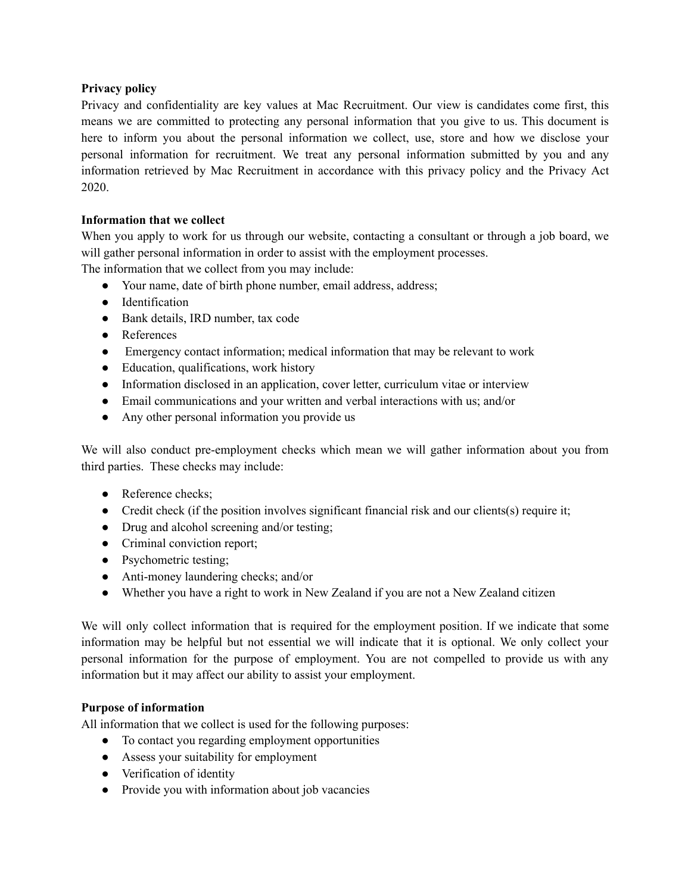**Privacy policy**

Privacy and confidentiality are key values at Mac Recruitment. Our view is candidates come first, this means we are committed to protecting any personal information that you give to us. This document is here to inform you about the personal information we collect, use, store and how we disclose your personal information for recruitment. We treat any personal information submitted by you and any information retrieved by Mac Recruitment in accordance with this privacy policy and the Privacy Act 2020.

**Information that we collect**

When you apply to work for us through our website, contacting a consultant or through a job board, we will gather personal information in order to assist with the employment processes.

The information that we collect from you may include:

- Your name, date of birth phone number, email address, address;
- Identification
- Bank details, IRD number, tax code
- References
- Emergency contact information; medical information that may be relevant to work
- Education, qualifications, work history
- Information disclosed in an application, cover letter, curriculum vitae or interview
- Email communications and your written and verbal interactions with us; and/or
- Any other personal information you provide us

We will also conduct pre-employment checks which mean we will gather information about you from third parties. These checks may include:

- Reference checks;
- Credit check (if the position involves significant financial risk and our clients(s) require it;
- Drug and alcohol screening and/or testing;
- Criminal conviction report;
- Psychometric testing;
- Anti-money laundering checks; and/or
- Whether you have a right to work in New Zealand if you are not a New Zealand citizen

We will only collect information that is required for the employment position. If we indicate that some information may be helpful but not essential we will indicate that it is optional. We only collect your personal information for the purpose of employment. You are not compelled to provide us with any information but it may affect our ability to assist your employment.

**Purpose of information**

All information that we collect is used for the following purposes:

- To contact you regarding employment opportunities
- Assess your suitability for employment
- Verification of identity
- Provide you with information about job vacancies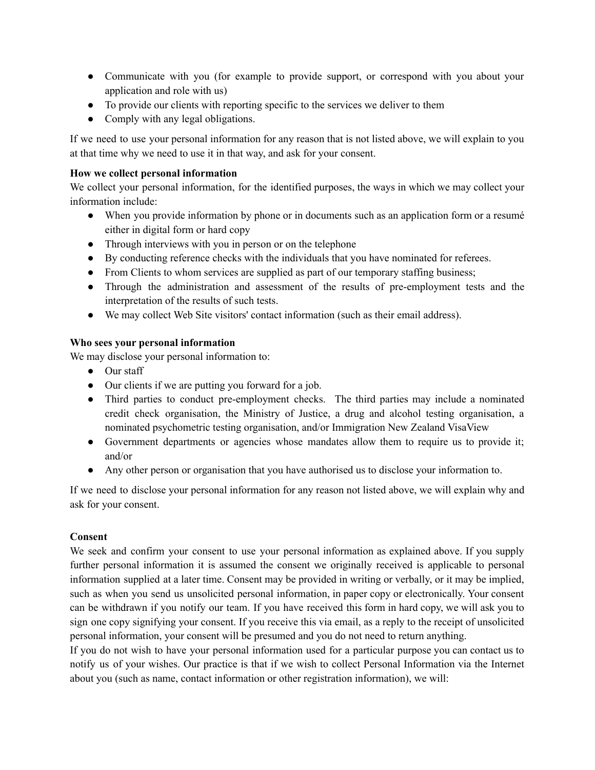- Communicate with you (for example to provide support, or correspond with you about your application and role with us)
- To provide our clients with reporting specific to the services we deliver to them
- Comply with any legal obligations.

If we need to use your personal information for any reason that is not listed above, we will explain to you at that time why we need to use it in that way, and ask for your consent.

**How we collect personal information**

We collect your personal information, for the identified purposes, the ways in which we may collect your information include:

- When you provide information by phone or in documents such as an application form or a resumé either in digital form or hard copy
- Through interviews with you in person or on the telephone
- By conducting reference checks with the individuals that you have nominated for referees.
- From Clients to whom services are supplied as part of our temporary staffing business;
- Through the administration and assessment of the results of pre-employment tests and the interpretation of the results of such tests.
- We may collect Web Site visitors' contact information (such as their email address).

**Who sees your personal information**

We may disclose your personal information to:

- Our staff
- Our clients if we are putting you forward for a job.
- Third parties to conduct pre-employment checks. The third parties may include a nominated credit check organisation, the Ministry of Justice, a drug and alcohol testing organisation, a nominated psychometric testing organisation, and/or Immigration New Zealand VisaView
- Government departments or agencies whose mandates allow them to require us to provide it; and/or
- Any other person or organisation that you have authorised us to disclose your information to.

If we need to disclose your personal information for any reason not listed above, we will explain why and ask for your consent.

**Consent**

We seek and confirm your consent to use your personal information as explained above. If you supply further personal information it is assumed the consent we originally received is applicable to personal information supplied at a later time. Consent may be provided in writing or verbally, or it may be implied, such as when you send us unsolicited personal information, in paper copy or electronically. Your consent can be withdrawn if you notify our team. If you have received this form in hard copy, we will ask you to sign one copy signifying your consent. If you receive this via email, as a reply to the receipt of unsolicited personal information, your consent will be presumed and you do not need to return anything.

If you do not wish to have your personal information used for a particular purpose you can contact us to notify us of your wishes. Our practice is that if we wish to collect Personal Information via the Internet about you (such as name, contact information or other registration information), we will: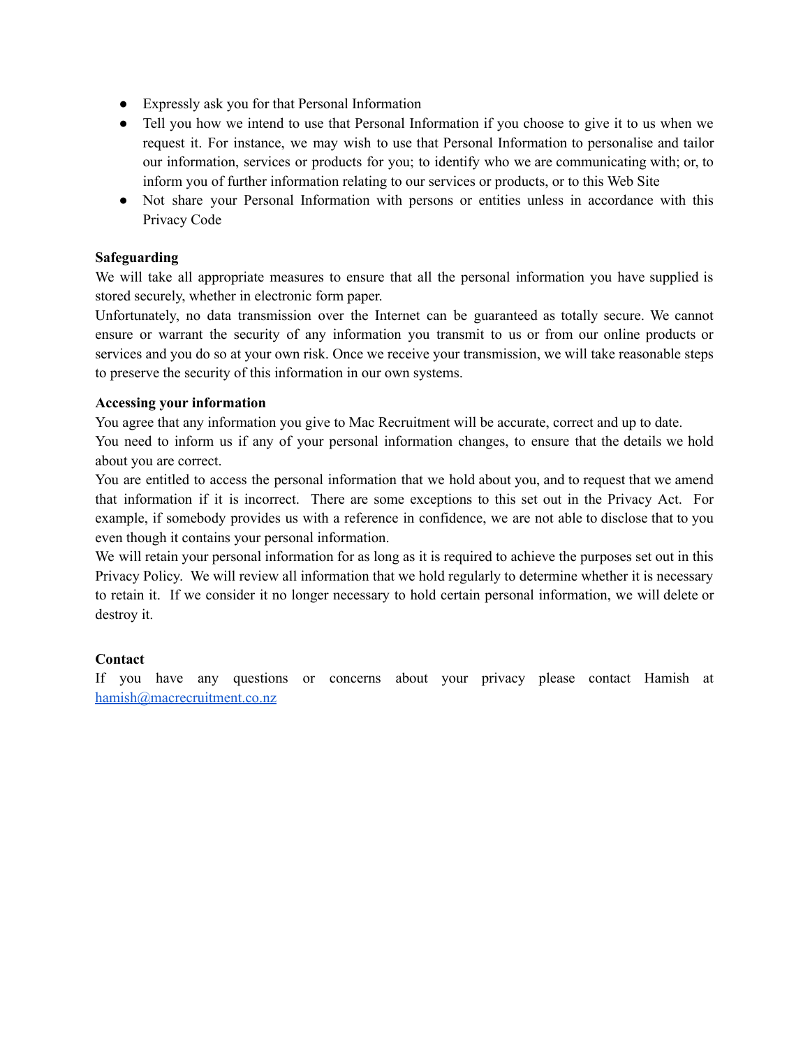- Expressly ask you for that Personal Information
- Tell you how we intend to use that Personal Information if you choose to give it to us when we request it. For instance, we may wish to use that Personal Information to personalise and tailor our information, services or products for you; to identify who we are communicating with; or, to inform you of further information relating to our services or products, or to this Web Site
- Not share your Personal Information with persons or entities unless in accordance with this Privacy Code

**Safeguarding**

We will take all appropriate measures to ensure that all the personal information you have supplied is stored securely, whether in electronic form paper.

Unfortunately, no data transmission over the Internet can be guaranteed as totally secure. We cannot ensure or warrant the security of any information you transmit to us or from our online products or services and you do so at your own risk. Once we receive your transmission, we will take reasonable steps to preserve the security of this information in our own systems.

**Accessing your information**

You agree that any information you give to Mac Recruitment will be accurate, correct and up to date.

You need to inform us if any of your personal information changes, to ensure that the details we hold about you are correct.

You are entitled to access the personal information that we hold about you, and to request that we amend that information if it is incorrect. There are some exceptions to this set out in the Privacy Act. For example, if somebody provides us with a reference in confidence, we are not able to disclose that to you even though it contains your personal information.

We will retain your personal information for as long as it is required to achieve the purposes set out in this Privacy Policy. We will review all information that we hold regularly to determine whether it is necessary to retain it. If we consider it no longer necessary to hold certain personal information, we will delete or destroy it.

**Contact**

If you have any questions or concerns about your privacy please contact Hamish at [hamish@macrecruitment.co.nz](mailto:hamish@macrecruitment.co.nz)